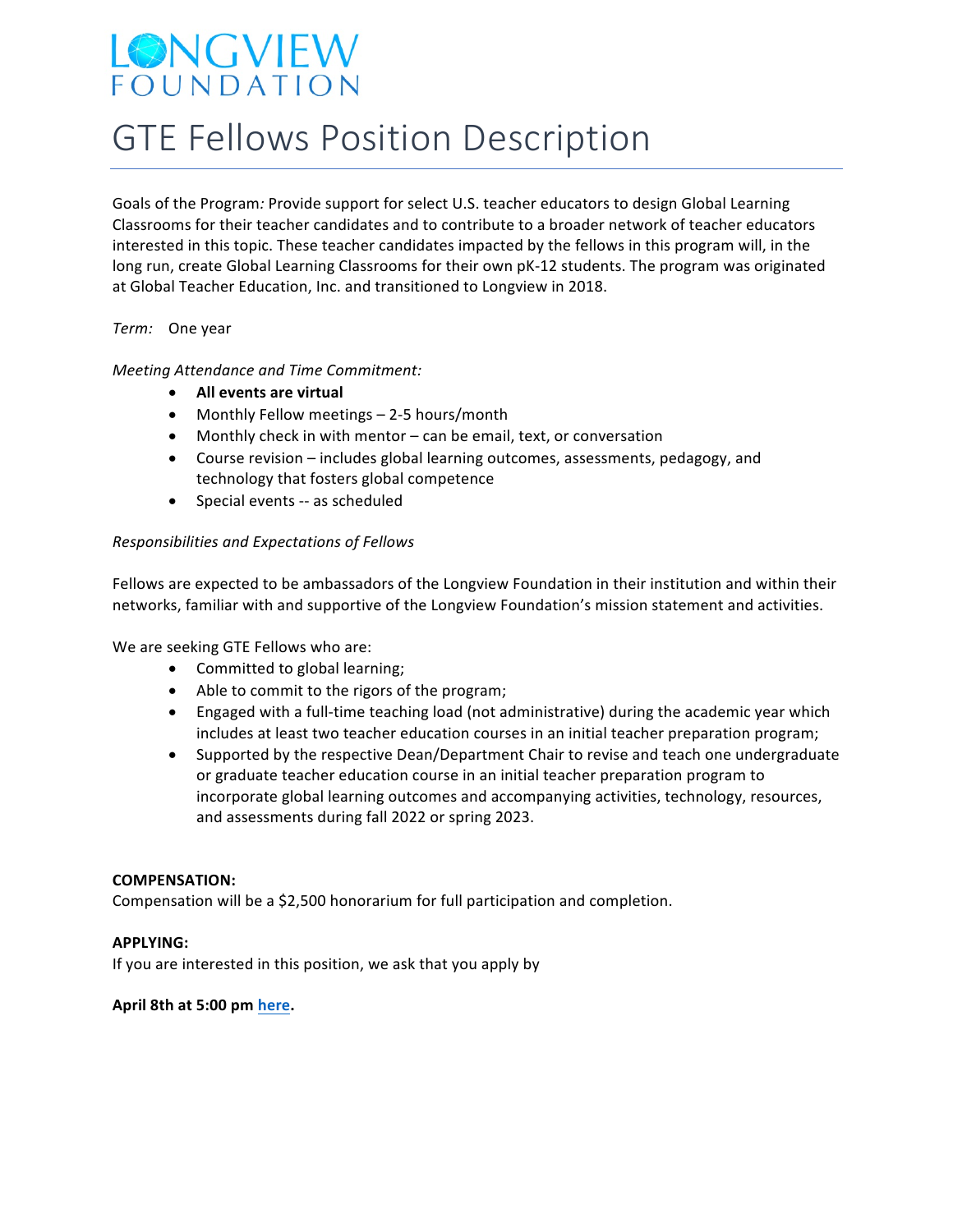LONGVIEW FOUNDATION

# GTE Fellows Position Description

Goals of the Program*:* Provide support for select U.S. teacher educators to design Global Learning Classrooms for their teacher candidates and to contribute to a broader network of teacher educators interested in this topic. These teacher candidates impacted by the fellows in this program will, in the long run, create Global Learning Classrooms for their own pK-12 students. The program was originated at Global Teacher Education, Inc. and transitioned to Longview in 2018.

*Term:* One year

*Meeting Attendance and Time Commitment:*

- **All events are virtual**
- Monthly Fellow meetings – 2-5 hours/month
- Monthly check in with mentor – can be email, text, or conversation
- Course revision – includes global learning outcomes, assessments, pedagogy, and technology that fosters global competence
- Special events -- as scheduled

*Responsibilities and Expectations of Fellows*

Fellows are expected to be ambassadors of the Longview Foundation in their institution and within their networks, familiar with and supportive of the Longview Foundation's mission statement and activities.

We are seeking GTE Fellows who are:

- Committed to global learning;
- Able to commit to the rigors of the program;
- Engaged with a full-time teaching load (not administrative) during the academic year which includes at least two teacher education courses in an initial teacher preparation program;
- Supported by the respective Dean/Department Chair to revise and teach one undergraduate or graduate teacher education course in an initial teacher preparation program to incorporate global learning outcomes and accompanying activities, technology, resources, and assessments during fall 2022 or spring 2023.

**COMPENSATION:**
Compensation will be a $2,500 honorarium for full participation and completion.

**APPLYING:**
If you are interested in this position, we ask that you apply by

**April 8th at 5:00 pm here.**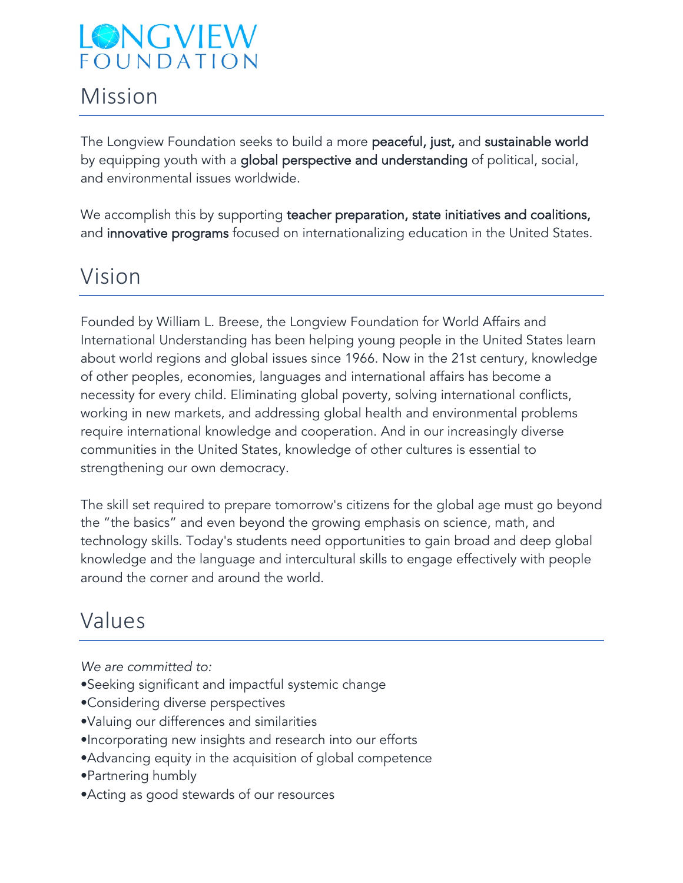# LONGVIEW FOUNDATION

## Mission

The Longview Foundation seeks to build a more **peaceful, just,** and **sustainable world** by equipping youth with a **global perspective and understanding** of political, social, and environmental issues worldwide.

We accomplish this by supporting **teacher preparation, state initiatives and coalitions,** and **innovative programs** focused on internationalizing education in the United States.

## Vision

Founded by William L. Breese, the Longview Foundation for World Affairs and International Understanding has been helping young people in the United States learn about world regions and global issues since 1966. Now in the 21st century, knowledge of other peoples, economies, languages and international affairs has become a necessity for every child. Eliminating global poverty, solving international conflicts, working in new markets, and addressing global health and environmental problems require international knowledge and cooperation. And in our increasingly diverse communities in the United States, knowledge of other cultures is essential to strengthening our own democracy.

The skill set required to prepare tomorrow's citizens for the global age must go beyond the "the basics" and even beyond the growing emphasis on science, math, and technology skills. Today's students need opportunities to gain broad and deep global knowledge and the language and intercultural skills to engage effectively with people around the corner and around the world.

## Values

*We are committed to:*

- Seeking significant and impactful systemic change
- Considering diverse perspectives
- Valuing our differences and similarities
- Incorporating new insights and research into our efforts
- Advancing equity in the acquisition of global competence
- Partnering humbly
- Acting as good stewards of our resources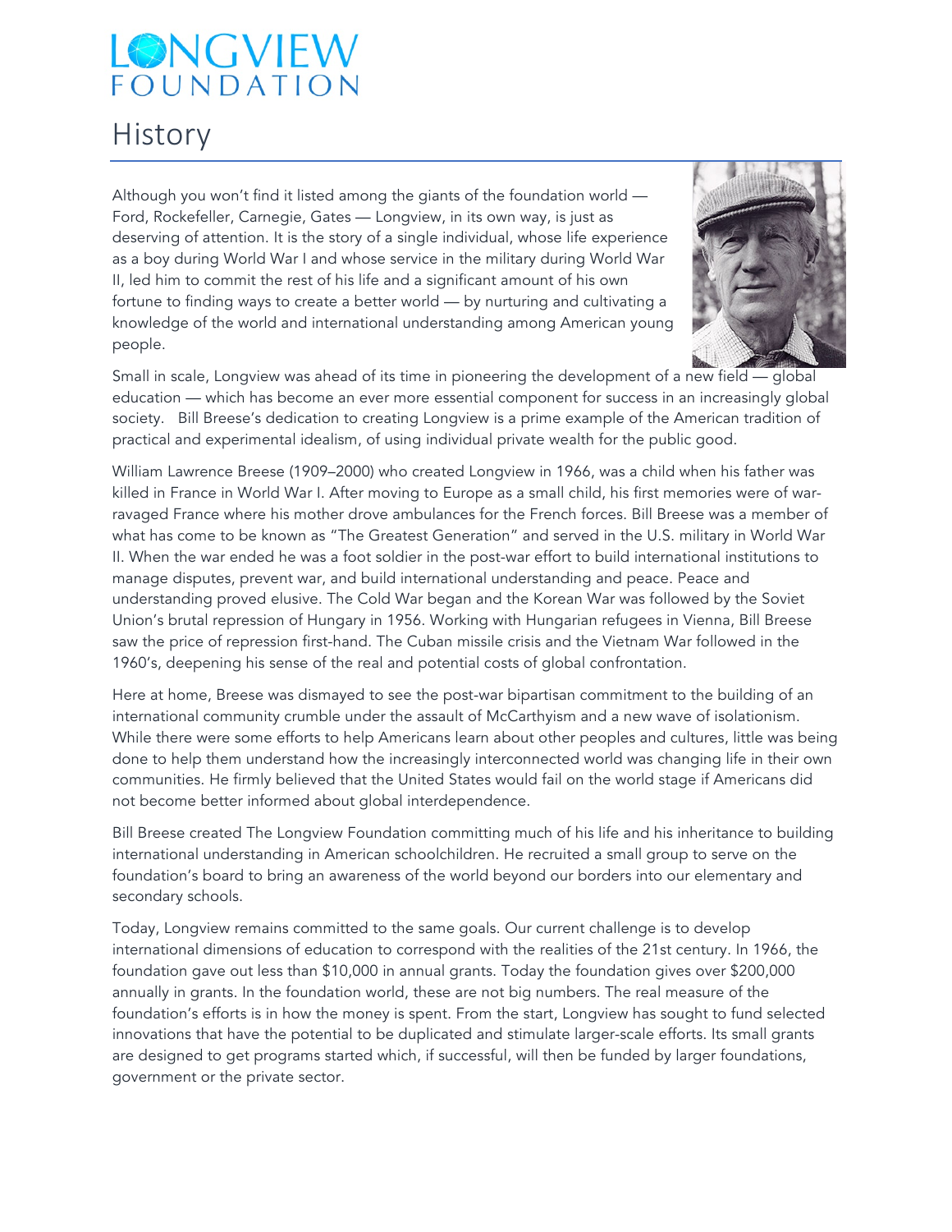# LONGVIEW FOUNDATION

## History

Although you won't find it listed among the giants of the foundation world — Ford, Rockefeller, Carnegie, Gates — Longview, in its own way, is just as deserving of attention. It is the story of a single individual, whose life experience as a boy during World War I and whose service in the military during World War II, led him to commit the rest of his life and a significant amount of his own fortune to finding ways to create a better world — by nurturing and cultivating a knowledge of the world and international understanding among American young people.

Small in scale, Longview was ahead of its time in pioneering the development of a new field — global education — which has become an ever more essential component for success in an increasingly global society. Bill Breese's dedication to creating Longview is a prime example of the American tradition of practical and experimental idealism, of using individual private wealth for the public good.

William Lawrence Breese (1909–2000) who created Longview in 1966, was a child when his father was killed in France in World War I. After moving to Europe as a small child, his first memories were of war-ravaged France where his mother drove ambulances for the French forces. Bill Breese was a member of what has come to be known as "The Greatest Generation" and served in the U.S. military in World War II. When the war ended he was a foot soldier in the post-war effort to build international institutions to manage disputes, prevent war, and build international understanding and peace. Peace and understanding proved elusive. The Cold War began and the Korean War was followed by the Soviet Union's brutal repression of Hungary in 1956. Working with Hungarian refugees in Vienna, Bill Breese saw the price of repression first-hand. The Cuban missile crisis and the Vietnam War followed in the 1960's, deepening his sense of the real and potential costs of global confrontation.

Here at home, Breese was dismayed to see the post-war bipartisan commitment to the building of an international community crumble under the assault of McCarthyism and a new wave of isolationism. While there were some efforts to help Americans learn about other peoples and cultures, little was being done to help them understand how the increasingly interconnected world was changing life in their own communities. He firmly believed that the United States would fail on the world stage if Americans did not become better informed about global interdependence.

Bill Breese created The Longview Foundation committing much of his life and his inheritance to building international understanding in American schoolchildren. He recruited a small group to serve on the foundation's board to bring an awareness of the world beyond our borders into our elementary and secondary schools.

Today, Longview remains committed to the same goals. Our current challenge is to develop international dimensions of education to correspond with the realities of the 21st century. In 1966, the foundation gave out less than $10,000 in annual grants. Today the foundation gives over $200,000 annually in grants. In the foundation world, these are not big numbers. The real measure of the foundation's efforts is in how the money is spent. From the start, Longview has sought to fund selected innovations that have the potential to be duplicated and stimulate larger-scale efforts. Its small grants are designed to get programs started which, if successful, will then be funded by larger foundations, government or the private sector.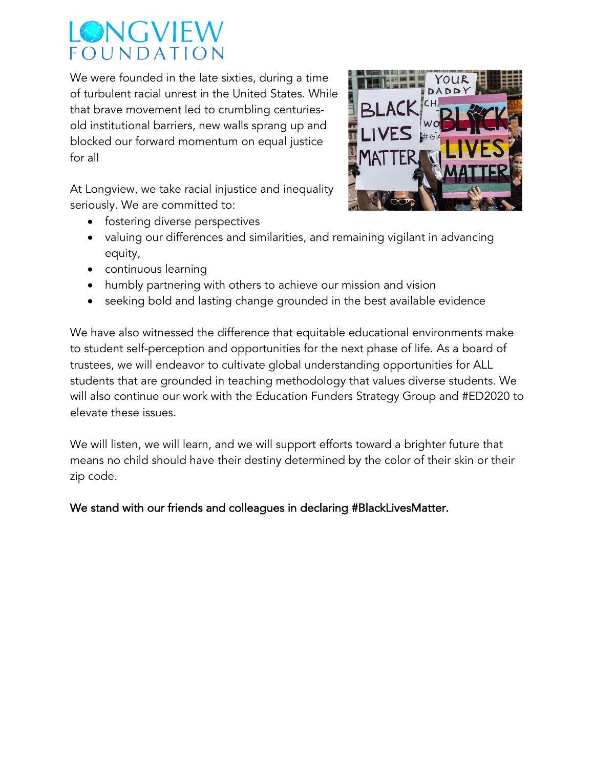# LONGVIEW FOUNDATION

We were founded in the late sixties, during a time of turbulent racial unrest in the United States. While that brave movement led to crumbling centuries-old institutional barriers, new walls sprang up and blocked our forward momentum on equal justice for all

At Longview, we take racial injustice and inequality seriously. We are committed to:

- fostering diverse perspectives
- valuing our differences and similarities, and remaining vigilant in advancing equity,
- continuous learning
- humbly partnering with others to achieve our mission and vision
- seeking bold and lasting change grounded in the best available evidence

We have also witnessed the difference that equitable educational environments make to student self-perception and opportunities for the next phase of life. As a board of trustees, we will endeavor to cultivate global understanding opportunities for ALL students that are grounded in teaching methodology that values diverse students. We will also continue our work with the Education Funders Strategy Group and #ED2020 to elevate these issues.

We will listen, we will learn, and we will support efforts toward a brighter future that means no child should have their destiny determined by the color of their skin or their zip code.

We stand with our friends and colleagues in declaring #BlackLivesMatter.